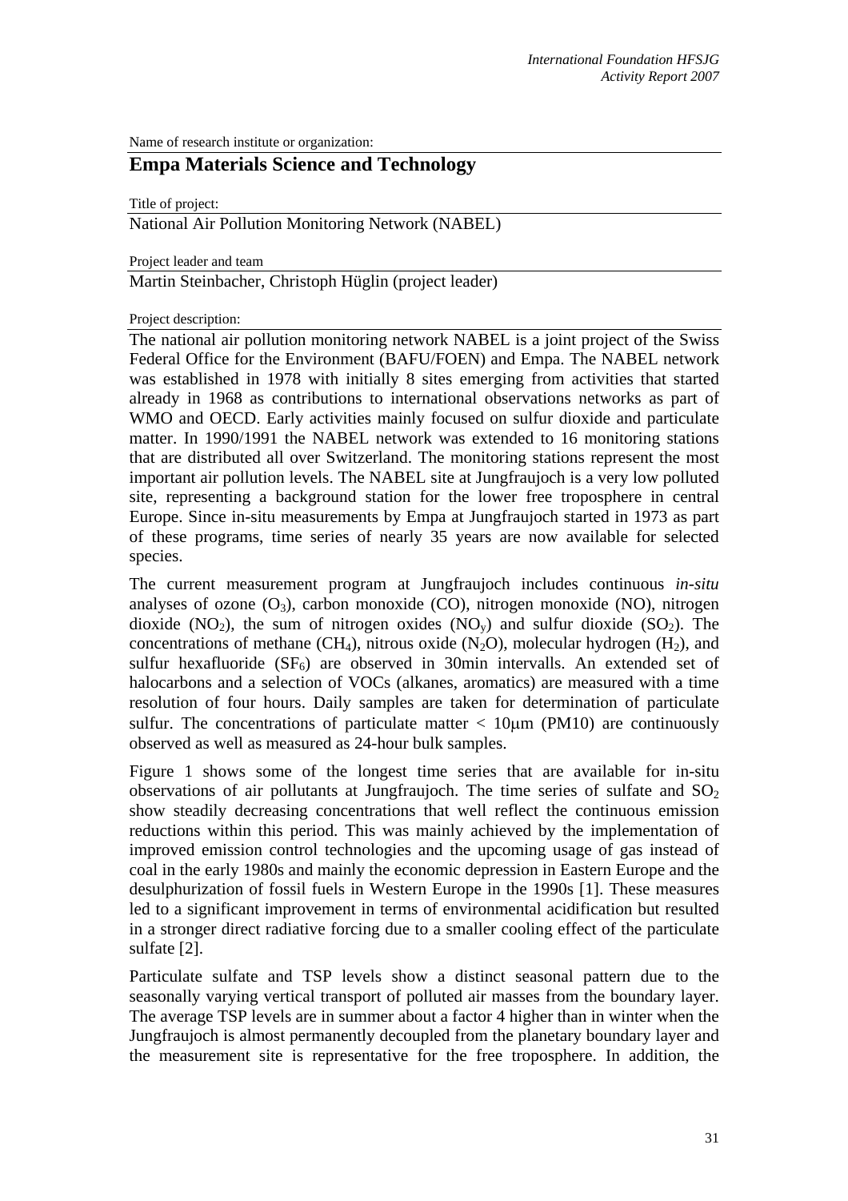Name of research institute or organization:

## Empa Materials Science and Technology

Title of project:

National Air Pollution Monitoring Network (NABEL)

Project leader and team

Martin Steinbacher, Christoph Hüglin (project leader)

Project description:

The national air pollution monitoring network NABEL is a joint project of the Swiss Federal Office for the Environment (BAFU/FOEN) and Empa. The NABEL network was established in 1978 with initially 8 sites emerging from activities that started already in 1968 as contributions to international observations networks as part of WMO and OECD. Early activities mainly focused on sulfur dioxide and particulate matter. In 1990/1991 the NABEL network was extended to 16 monitoring stations that are distributed all over Switzerland. The monitoring stations represent the most important air pollution levels. The NABEL site at Jungfraujoch is a very low polluted site, representing a background station for the lower free troposphere in central Europe. Since in-situ measurements by Empa at Jungfraujoch started in 1973 as part of these programs, time series of nearly 35 years are now available for selected species.

The current measurement program at Jungfraujoch includes continuous *in-situ* analyses of ozone ($O_3$), carbon monoxide (CO), nitrogen monoxide (NO), nitrogen dioxide ($NO_2$), the sum of nitrogen oxides ($NO_y$) and sulfur dioxide ($SO_2$). The concentrations of methane ($CH_4$), nitrous oxide ($N_2O$), molecular hydrogen ($H_2$), and sulfur hexafluoride ($SF_6$) are observed in 30min intervalls. An extended set of halocarbons and a selection of VOCs (alkanes, aromatics) are measured with a time resolution of four hours. Daily samples are taken for determination of particulate sulfur. The concentrations of particulate matter < 10μm (PM10) are continuously observed as well as measured as 24-hour bulk samples.

Figure 1 shows some of the longest time series that are available for in-situ observations of air pollutants at Jungfraujoch. The time series of sulfate and $SO_2$ show steadily decreasing concentrations that well reflect the continuous emission reductions within this period. This was mainly achieved by the implementation of improved emission control technologies and the upcoming usage of gas instead of coal in the early 1980s and mainly the economic depression in Eastern Europe and the desulphurization of fossil fuels in Western Europe in the 1990s [1]. These measures led to a significant improvement in terms of environmental acidification but resulted in a stronger direct radiative forcing due to a smaller cooling effect of the particulate sulfate [2].

Particulate sulfate and TSP levels show a distinct seasonal pattern due to the seasonally varying vertical transport of polluted air masses from the boundary layer. The average TSP levels are in summer about a factor 4 higher than in winter when the Jungfraujoch is almost permanently decoupled from the planetary boundary layer and the measurement site is representative for the free troposphere. In addition, the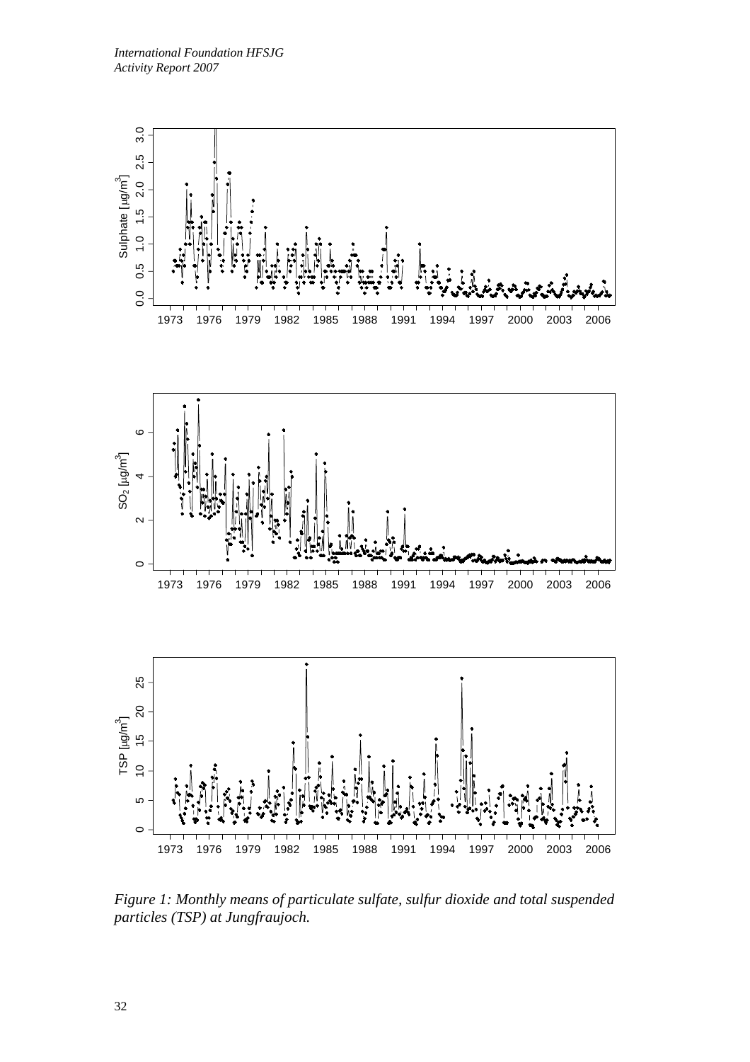*Figure 1: Monthly means of particulate sulfate, sulfur dioxide and total suspended particles (TSP) at Jungfraujoch.*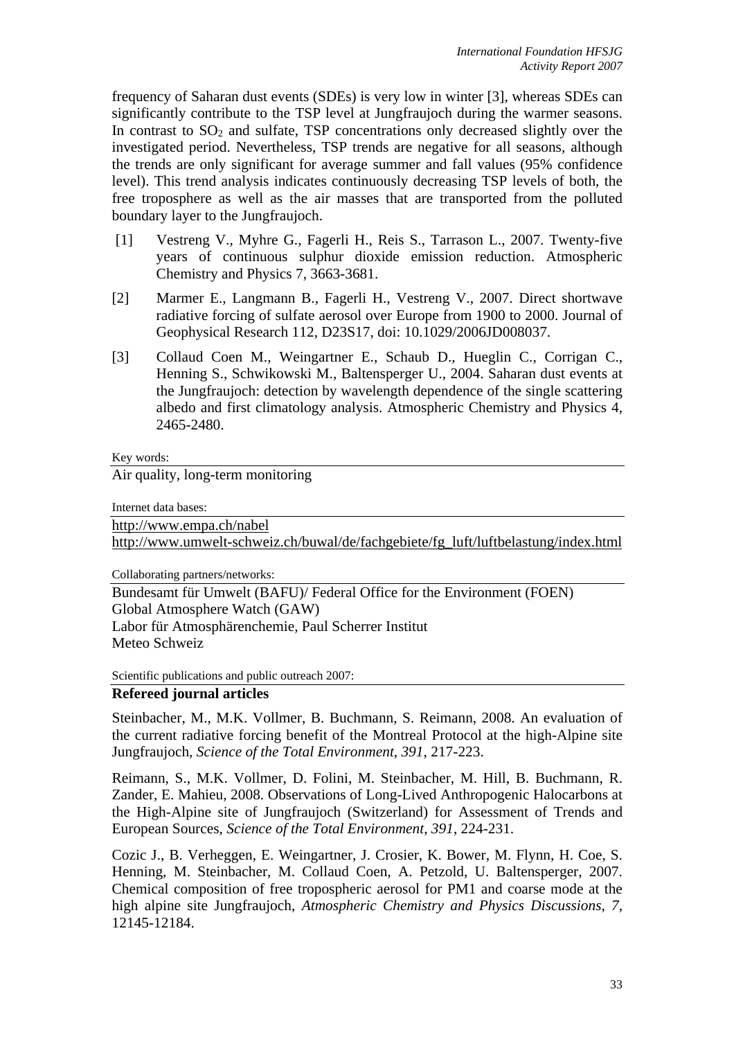frequency of Saharan dust events (SDEs) is very low in winter [3], whereas SDEs can significantly contribute to the TSP level at Jungfraujoch during the warmer seasons. In contrast to $SO_2$ and sulfate, TSP concentrations only decreased slightly over the investigated period. Nevertheless, TSP trends are negative for all seasons, although the trends are only significant for average summer and fall values (95% confidence level). This trend analysis indicates continuously decreasing TSP levels of both, the free troposphere as well as the air masses that are transported from the polluted boundary layer to the Jungfraujoch.

[1] Vestreng V., Myhre G., Fagerli H., Reis S., Tarrason L., 2007. Twenty-five years of continuous sulphur dioxide emission reduction. Atmospheric Chemistry and Physics 7, 3663-3681.

[2] Marmer E., Langmann B., Fagerli H., Vestreng V., 2007. Direct shortwave radiative forcing of sulfate aerosol over Europe from 1900 to 2000. Journal of Geophysical Research 112, D23S17, doi: 10.1029/2006JD008037.

[3] Collaud Coen M., Weingartner E., Schaub D., Hueglin C., Corrigan C., Henning S., Schwikowski M., Baltensperger U., 2004. Saharan dust events at the Jungfraujoch: detection by wavelength dependence of the single scattering albedo and first climatology analysis. Atmospheric Chemistry and Physics 4, 2465-2480.

Key words:

Air quality, long-term monitoring

Internet data bases:

http://www.empa.ch/nabel
http://www.umwelt-schweiz.ch/buwal/de/fachgebiete/fg_luft/luftbelastung/index.html

Collaborating partners/networks:

Bundesamt für Umwelt (BAFU)/ Federal Office for the Environment (FOEN)
Global Atmosphere Watch (GAW)
Labor für Atmosphärenchemie, Paul Scherrer Institut
Meteo Schweiz

Scientific publications and public outreach 2007:

**Refereed journal articles**

Steinbacher, M., M.K. Vollmer, B. Buchmann, S. Reimann, 2008. An evaluation of the current radiative forcing benefit of the Montreal Protocol at the high-Alpine site Jungfraujoch, *Science of the Total Environment*, *391*, 217-223.

Reimann, S., M.K. Vollmer, D. Folini, M. Steinbacher, M. Hill, B. Buchmann, R. Zander, E. Mahieu, 2008. Observations of Long-Lived Anthropogenic Halocarbons at the High-Alpine site of Jungfraujoch (Switzerland) for Assessment of Trends and European Sources, *Science of the Total Environment*, *391*, 224-231.

Cozic J., B. Verheggen, E. Weingartner, J. Crosier, K. Bower, M. Flynn, H. Coe, S. Henning, M. Steinbacher, M. Collaud Coen, A. Petzold, U. Baltensperger, 2007. Chemical composition of free tropospheric aerosol for PM1 and coarse mode at the high alpine site Jungfraujoch, *Atmospheric Chemistry and Physics Discussions*, *7*, 12145-12184.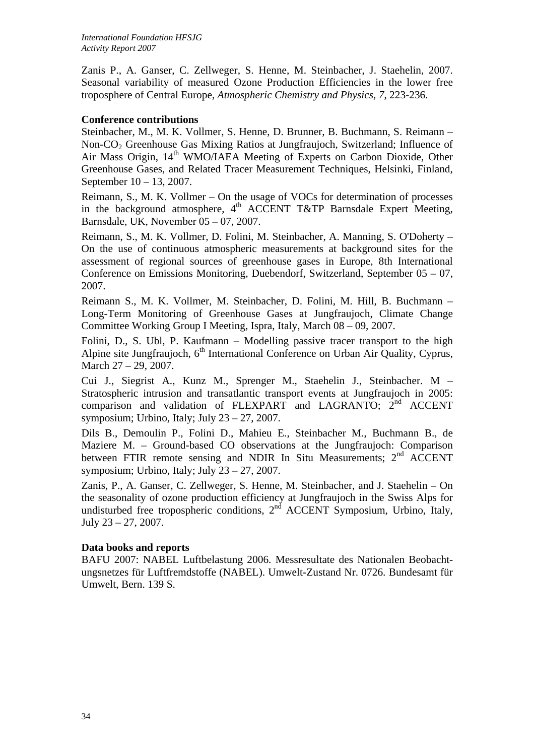Zanis P., A. Ganser, C. Zellweger, S. Henne, M. Steinbacher, J. Staehelin, 2007. Seasonal variability of measured Ozone Production Efficiencies in the lower free troposphere of Central Europe, *Atmospheric Chemistry and Physics*, *7*, 223-236.

**Conference contributions**

Steinbacher, M., M. K. Vollmer, S. Henne, D. Brunner, B. Buchmann, S. Reimann – Non-$CO_2$ Greenhouse Gas Mixing Ratios at Jungfraujoch, Switzerland; Influence of Air Mass Origin, 14th WMO/IAEA Meeting of Experts on Carbon Dioxide, Other Greenhouse Gases, and Related Tracer Measurement Techniques, Helsinki, Finland, September 10 – 13, 2007.

Reimann, S., M. K. Vollmer – On the usage of VOCs for determination of processes in the background atmosphere, 4th ACCENT T&TP Barnsdale Expert Meeting, Barnsdale, UK, November 05 – 07, 2007.

Reimann, S., M. K. Vollmer, D. Folini, M. Steinbacher, A. Manning, S. O'Doherty – On the use of continuous atmospheric measurements at background sites for the assessment of regional sources of greenhouse gases in Europe, 8th International Conference on Emissions Monitoring, Duebendorf, Switzerland, September 05 – 07, 2007.

Reimann S., M. K. Vollmer, M. Steinbacher, D. Folini, M. Hill, B. Buchmann – Long-Term Monitoring of Greenhouse Gases at Jungfraujoch, Climate Change Committee Working Group I Meeting, Ispra, Italy, March 08 – 09, 2007.

Folini, D., S. Ubl, P. Kaufmann – Modelling passive tracer transport to the high Alpine site Jungfraujoch, 6th International Conference on Urban Air Quality, Cyprus, March 27 – 29, 2007.

Cui J., Siegrist A., Kunz M., Sprenger M., Staehelin J., Steinbacher. M – Stratospheric intrusion and transatlantic transport events at Jungfraujoch in 2005: comparison and validation of FLEXPART and LAGRANTO; 2nd ACCENT symposium; Urbino, Italy; July 23 – 27, 2007.

Dils B., Demoulin P., Folini D., Mahieu E., Steinbacher M., Buchmann B., de Maziere M. – Ground-based CO observations at the Jungfraujoch: Comparison between FTIR remote sensing and NDIR In Situ Measurements; 2nd ACCENT symposium; Urbino, Italy; July 23 – 27, 2007.

Zanis, P., A. Ganser, C. Zellweger, S. Henne, M. Steinbacher, and J. Staehelin – On the seasonality of ozone production efficiency at Jungfraujoch in the Swiss Alps for undisturbed free tropospheric conditions, 2nd ACCENT Symposium, Urbino, Italy, July 23 – 27, 2007.

**Data books and reports**

BAFU 2007: NABEL Luftbelastung 2006. Messresultate des Nationalen Beobachtungsnetzes für Luftfremdstoffe (NABEL). Umwelt-Zustand Nr. 0726. Bundesamt für Umwelt, Bern. 139 S.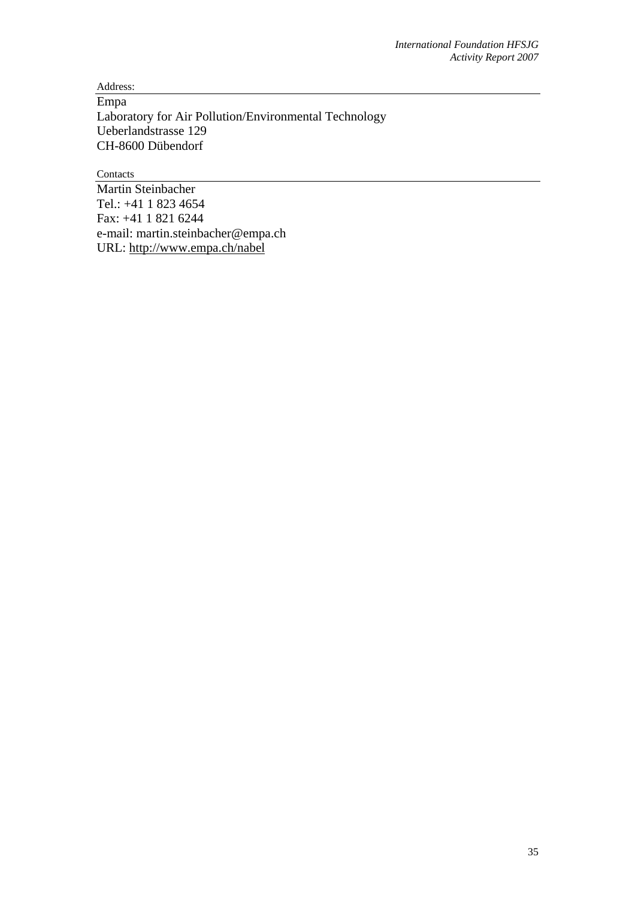Address:

Empa
Laboratory for Air Pollution/Environmental Technology
Ueberlandstrasse 129
CH-8600 Dübendorf

Contacts

Martin Steinbacher
Tel.: +41 1 823 4654
Fax: +41 1 821 6244
e-mail: martin.steinbacher@empa.ch
URL: http://www.empa.ch/nabel